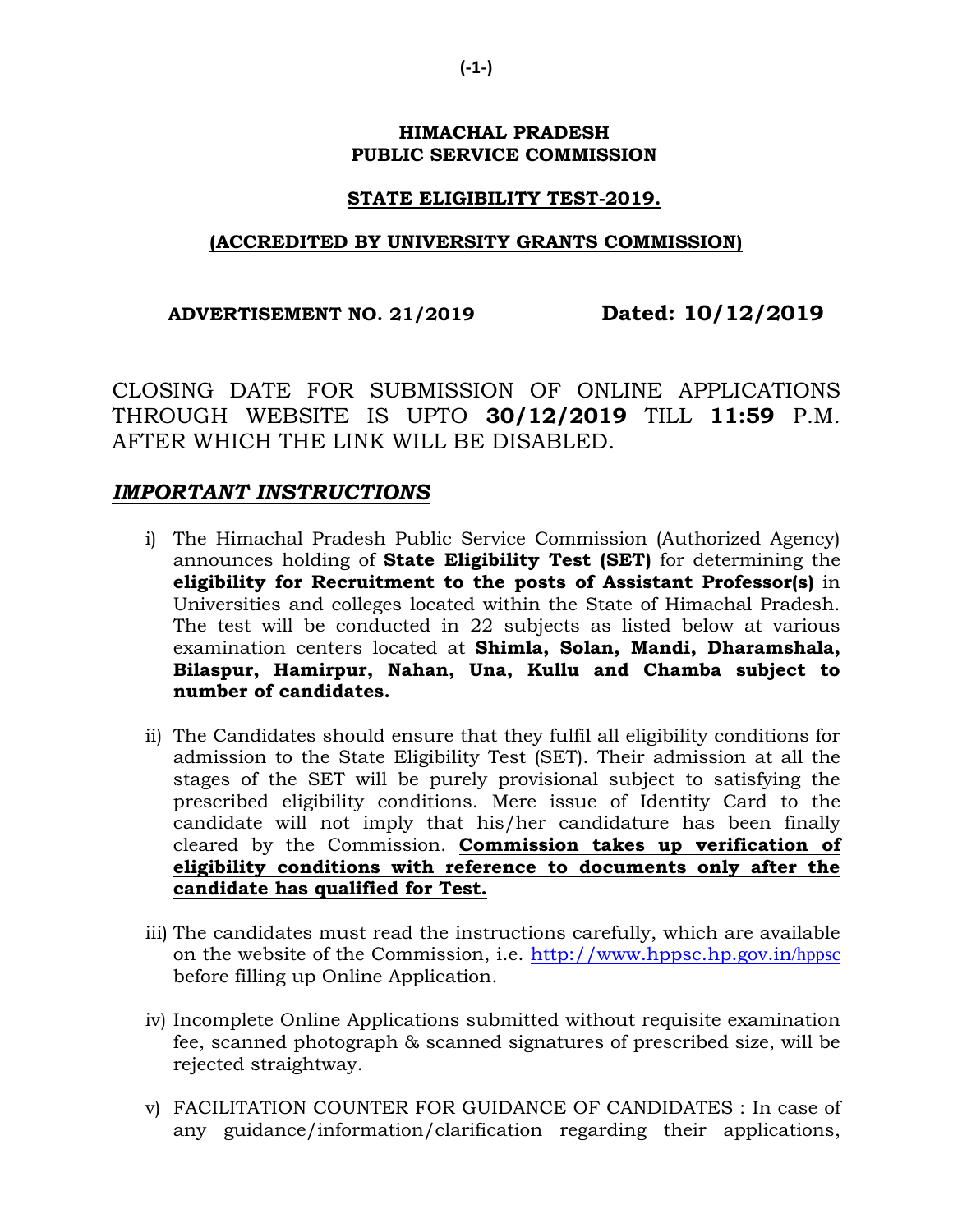**HIMACHAL PRADESH**
**PUBLIC SERVICE COMMISSION**

**STATE ELIGIBILITY TEST-2019.**

**(ACCREDITED BY UNIVERSITY GRANTS COMMISSION)**

**ADVERTISEMENT NO. 21/2019** **Dated: 10/12/2019**

CLOSING DATE FOR SUBMISSION OF ONLINE APPLICATIONS THROUGH WEBSITE IS UPTO **30/12/2019** TILL **11:59** P.M. AFTER WHICH THE LINK WILL BE DISABLED.

## ***IMPORTANT INSTRUCTIONS***

i) The Himachal Pradesh Public Service Commission (Authorized Agency) announces holding of **State Eligibility Test (SET)** for determining the **eligibility for Recruitment to the posts of Assistant Professor(s)** in Universities and colleges located within the State of Himachal Pradesh. The test will be conducted in 22 subjects as listed below at various examination centers located at **Shimla, Solan, Mandi, Dharamshala, Bilaspur, Hamirpur, Nahan, Una, Kullu and Chamba subject to number of candidates.**

ii) The Candidates should ensure that they fulfil all eligibility conditions for admission to the State Eligibility Test (SET). Their admission at all the stages of the SET will be purely provisional subject to satisfying the prescribed eligibility conditions. Mere issue of Identity Card to the candidate will not imply that his/her candidature has been finally cleared by the Commission. **Commission takes up verification of eligibility conditions with reference to documents only after the candidate has qualified for Test.**

iii) The candidates must read the instructions carefully, which are available on the website of the Commission, i.e. http://www.hppsc.hp.gov.in/hppsc before filling up Online Application.

iv) Incomplete Online Applications submitted without requisite examination fee, scanned photograph & scanned signatures of prescribed size, will be rejected straightway.

v) FACILITATION COUNTER FOR GUIDANCE OF CANDIDATES : In case of any guidance/information/clarification regarding their applications,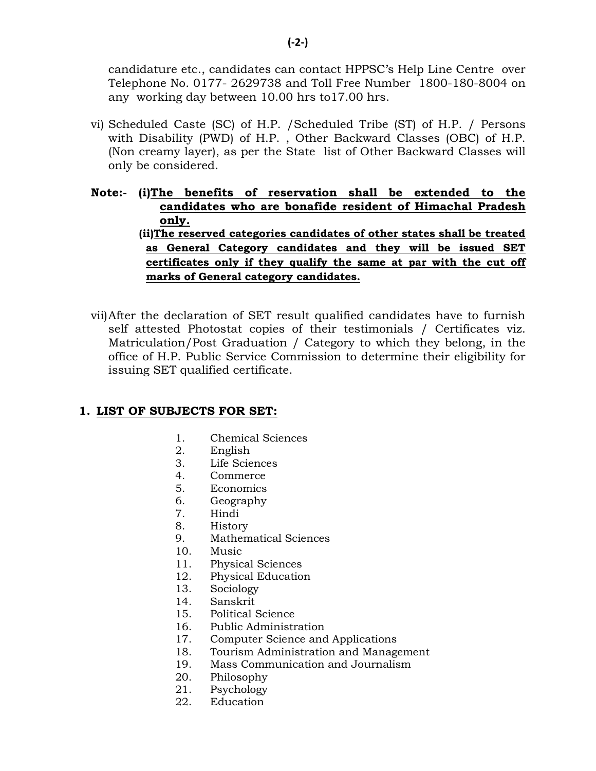candidature etc., candidates can contact HPPSC's Help Line Centre over Telephone No. 0177- 2629738 and Toll Free Number 1800-180-8004 on any working day between 10.00 hrs to17.00 hrs.

vi) Scheduled Caste (SC) of H.P. /Scheduled Tribe (ST) of H.P. / Persons with Disability (PWD) of H.P. , Other Backward Classes (OBC) of H.P. (Non creamy layer), as per the State list of Other Backward Classes will only be considered.

**Note:-** **(i)** **<u>The benefits of reservation shall be extended to the candidates who are bonafide resident of Himachal Pradesh only.</u>**

**(ii)** **<u>The reserved categories candidates of other states shall be treated as General Category candidates and they will be issued SET certificates only if they qualify the same at par with the cut off marks of General category candidates.</u>**

vii) After the declaration of SET result qualified candidates have to furnish self attested Photostat copies of their testimonials / Certificates viz. Matriculation/Post Graduation / Category to which they belong, in the office of H.P. Public Service Commission to determine their eligibility for issuing SET qualified certificate.

## 1. LIST OF SUBJECTS FOR SET:

1. Chemical Sciences
2. English
3. Life Sciences
4. Commerce
5. Economics
6. Geography
7. Hindi
8. History
9. Mathematical Sciences
10. Music
11. Physical Sciences
12. Physical Education
13. Sociology
14. Sanskrit
15. Political Science
16. Public Administration
17. Computer Science and Applications
18. Tourism Administration and Management
19. Mass Communication and Journalism
20. Philosophy
21. Psychology
22. Education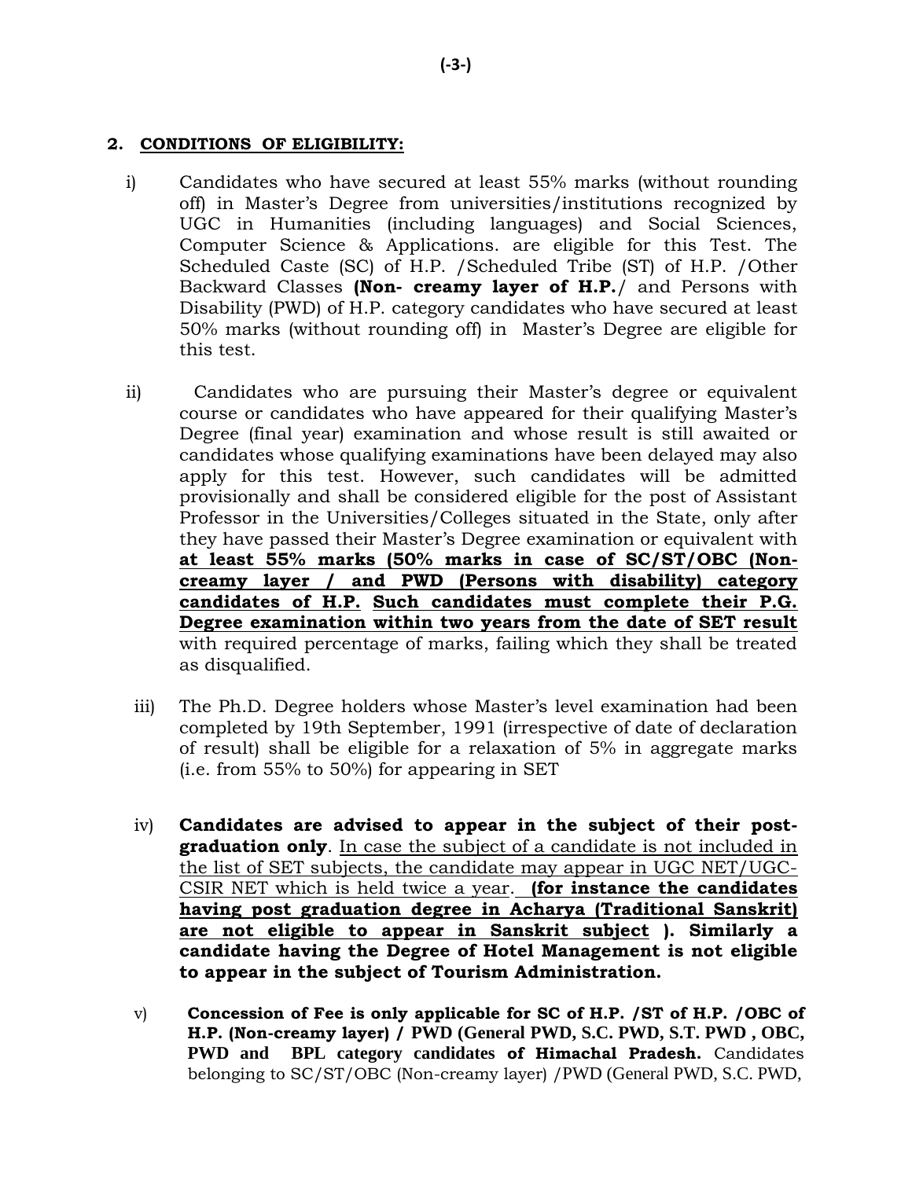## 2. CONDITIONS OF ELIGIBILITY:

i) Candidates who have secured at least 55% marks (without rounding off) in Master's Degree from universities/institutions recognized by UGC in Humanities (including languages) and Social Sciences, Computer Science & Applications. are eligible for this Test. The Scheduled Caste (SC) of H.P. /Scheduled Tribe (ST) of H.P. /Other Backward Classes **(Non- creamy layer of H.P.**/ and Persons with Disability (PWD) of H.P. category candidates who have secured at least 50% marks (without rounding off) in Master's Degree are eligible for this test.

ii) Candidates who are pursuing their Master's degree or equivalent course or candidates who have appeared for their qualifying Master's Degree (final year) examination and whose result is still awaited or candidates whose qualifying examinations have been delayed may also apply for this test. However, such candidates will be admitted provisionally and shall be considered eligible for the post of Assistant Professor in the Universities/Colleges situated in the State, only after they have passed their Master's Degree examination or equivalent with **at least 55% marks (50% marks in case of SC/ST/OBC (Non-creamy layer / and PWD (Persons with disability) category candidates of H.P. Such candidates must complete their P.G. Degree examination within two years from the date of SET result** with required percentage of marks, failing which they shall be treated as disqualified.

iii) The Ph.D. Degree holders whose Master's level examination had been completed by 19th September, 1991 (irrespective of date of declaration of result) shall be eligible for a relaxation of 5% in aggregate marks (i.e. from 55% to 50%) for appearing in SET

iv) **Candidates are advised to appear in the subject of their post-graduation only**. In case the subject of a candidate is not included in the list of SET subjects, the candidate may appear in UGC NET/UGC-CSIR NET which is held twice a year. **(for instance the candidates having post graduation degree in Acharya (Traditional Sanskrit) are not eligible to appear in Sanskrit subject ). Similarly a candidate having the Degree of Hotel Management is not eligible to appear in the subject of Tourism Administration.**

v) **Concession of Fee is only applicable for SC of H.P. /ST of H.P. /OBC of H.P. (Non-creamy layer) / PWD (General PWD, S.C. PWD, S.T. PWD , OBC, PWD and BPL category candidates of Himachal Pradesh.** Candidates belonging to SC/ST/OBC (Non-creamy layer) /PWD (General PWD, S.C. PWD,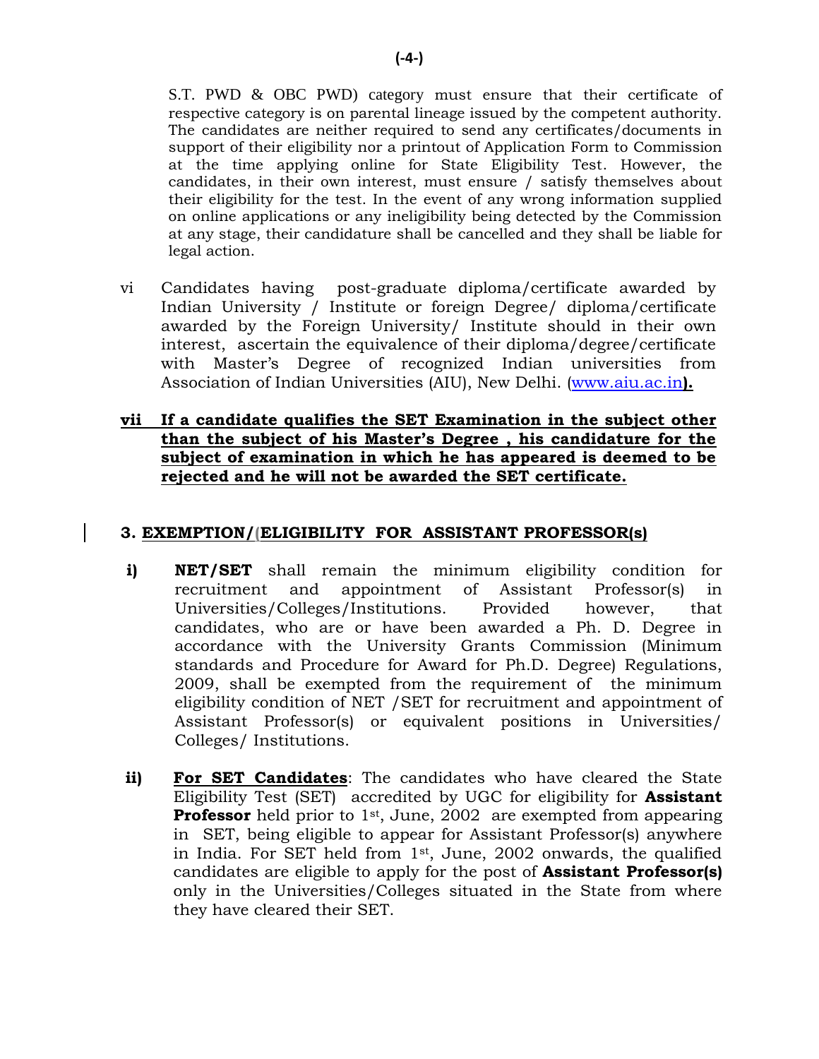S.T. PWD & OBC PWD) category must ensure that their certificate of respective category is on parental lineage issued by the competent authority. The candidates are neither required to send any certificates/documents in support of their eligibility nor a printout of Application Form to Commission at the time applying online for State Eligibility Test. However, the candidates, in their own interest, must ensure / satisfy themselves about their eligibility for the test. In the event of any wrong information supplied on online applications or any ineligibility being detected by the Commission at any stage, their candidature shall be cancelled and they shall be liable for legal action.

vi Candidates having post-graduate diploma/certificate awarded by Indian University / Institute or foreign Degree/ diploma/certificate awarded by the Foreign University/ Institute should in their own interest, ascertain the equivalence of their diploma/degree/certificate with Master's Degree of recognized Indian universities from Association of Indian Universities (AIU), New Delhi. (www.aiu.ac.in**).**

**vii If a candidate qualifies the SET Examination in the subject other than the subject of his Master's Degree , his candidature for the subject of examination in which he has appeared is deemed to be rejected and he will not be awarded the SET certificate.**

## 3. EXEMPTION/(ELIGIBILITY FOR ASSISTANT PROFESSOR(s)

**i)** **NET/SET** shall remain the minimum eligibility condition for recruitment and appointment of Assistant Professor(s) in Universities/Colleges/Institutions. Provided however, that candidates, who are or have been awarded a Ph. D. Degree in accordance with the University Grants Commission (Minimum standards and Procedure for Award for Ph.D. Degree) Regulations, 2009, shall be exempted from the requirement of the minimum eligibility condition of NET /SET for recruitment and appointment of Assistant Professor(s) or equivalent positions in Universities/ Colleges/ Institutions.

**ii)** **For SET Candidates**: The candidates who have cleared the State Eligibility Test (SET) accredited by UGC for eligibility for **Assistant Professor** held prior to 1st, June, 2002 are exempted from appearing in SET, being eligible to appear for Assistant Professor(s) anywhere in India. For SET held from 1st, June, 2002 onwards, the qualified candidates are eligible to apply for the post of **Assistant Professor(s)** only in the Universities/Colleges situated in the State from where they have cleared their SET.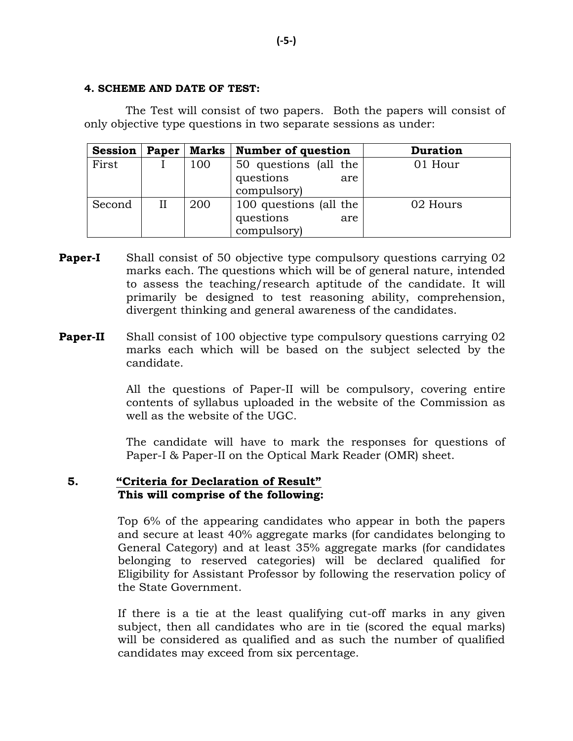#### 4. SCHEME AND DATE OF TEST:

The Test will consist of two papers. Both the papers will consist of only objective type questions in two separate sessions as under:

| Session | Paper | Marks | Number of question | Duration |
|---|---|---|---|---|
| First | I | 100 | 50 questions (all the questions are compulsory) | 01 Hour |
| Second | II | 200 | 100 questions (all the questions are compulsory) | 02 Hours |

**Paper-I** Shall consist of 50 objective type compulsory questions carrying 02 marks each. The questions which will be of general nature, intended to assess the teaching/research aptitude of the candidate. It will primarily be designed to test reasoning ability, comprehension, divergent thinking and general awareness of the candidates.

**Paper-II** Shall consist of 100 objective type compulsory questions carrying 02 marks each which will be based on the subject selected by the candidate.

All the questions of Paper-II will be compulsory, covering entire contents of syllabus uploaded in the website of the Commission as well as the website of the UGC.

The candidate will have to mark the responses for questions of Paper-I & Paper-II on the Optical Mark Reader (OMR) sheet.

#### 5. <u>"Criteria for Declaration of Result"</u>
**This will comprise of the following:**

Top 6% of the appearing candidates who appear in both the papers and secure at least 40% aggregate marks (for candidates belonging to General Category) and at least 35% aggregate marks (for candidates belonging to reserved categories) will be declared qualified for Eligibility for Assistant Professor by following the reservation policy of the State Government.

If there is a tie at the least qualifying cut-off marks in any given subject, then all candidates who are in tie (scored the equal marks) will be considered as qualified and as such the number of qualified candidates may exceed from six percentage.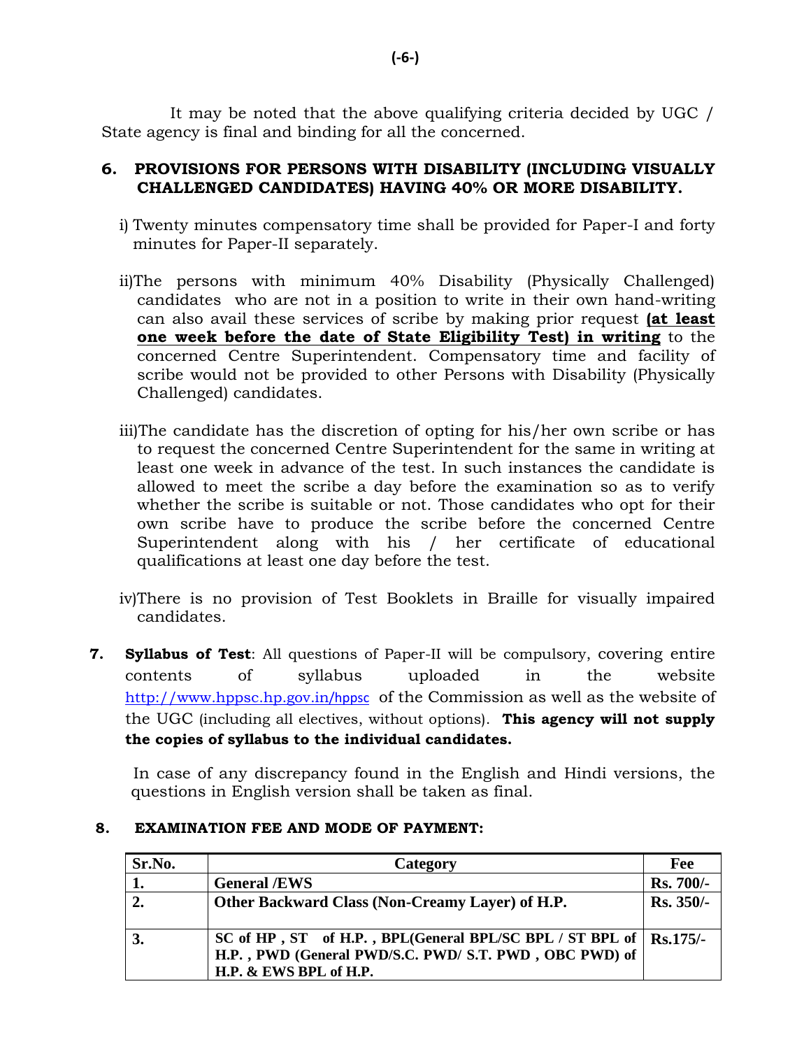It may be noted that the above qualifying criteria decided by UGC / State agency is final and binding for all the concerned.

## 6. PROVISIONS FOR PERSONS WITH DISABILITY (INCLUDING VISUALLY CHALLENGED CANDIDATES) HAVING 40% OR MORE DISABILITY.

i) Twenty minutes compensatory time shall be provided for Paper-I and forty minutes for Paper-II separately.

ii) The persons with minimum 40% Disability (Physically Challenged) candidates who are not in a position to write in their own hand-writing can also avail these services of scribe by making prior request **(at least one week before the date of State Eligibility Test) in writing** to the concerned Centre Superintendent. Compensatory time and facility of scribe would not be provided to other Persons with Disability (Physically Challenged) candidates.

iii) The candidate has the discretion of opting for his/her own scribe or has to request the concerned Centre Superintendent for the same in writing at least one week in advance of the test. In such instances the candidate is allowed to meet the scribe a day before the examination so as to verify whether the scribe is suitable or not. Those candidates who opt for their own scribe have to produce the scribe before the concerned Centre Superintendent along with his / her certificate of educational qualifications at least one day before the test.

iv) There is no provision of Test Booklets in Braille for visually impaired candidates.

**7. Syllabus of Test**: All questions of Paper-II will be compulsory, covering entire contents of syllabus uploaded in the website http://www.hppsc.hp.gov.in/hppsc of the Commission as well as the website of the UGC (including all electives, without options). **This agency will not supply the copies of syllabus to the individual candidates.**

In case of any discrepancy found in the English and Hindi versions, the questions in English version shall be taken as final.

## 8. EXAMINATION FEE AND MODE OF PAYMENT:

| Sr.No. | Category | Fee |
|---|---|---|
| **1.** | **General /EWS** | **Rs. 700/-** |
| **2.** | **Other Backward Class (Non-Creamy Layer) of H.P.** | **Rs. 350/-** |
| **3.** | **SC of HP , ST of H.P. , BPL(General BPL/SC BPL / ST BPL of H.P. , PWD (General PWD/S.C. PWD/ S.T. PWD , OBC PWD) of H.P. & EWS BPL of H.P.** | **Rs.175/-** |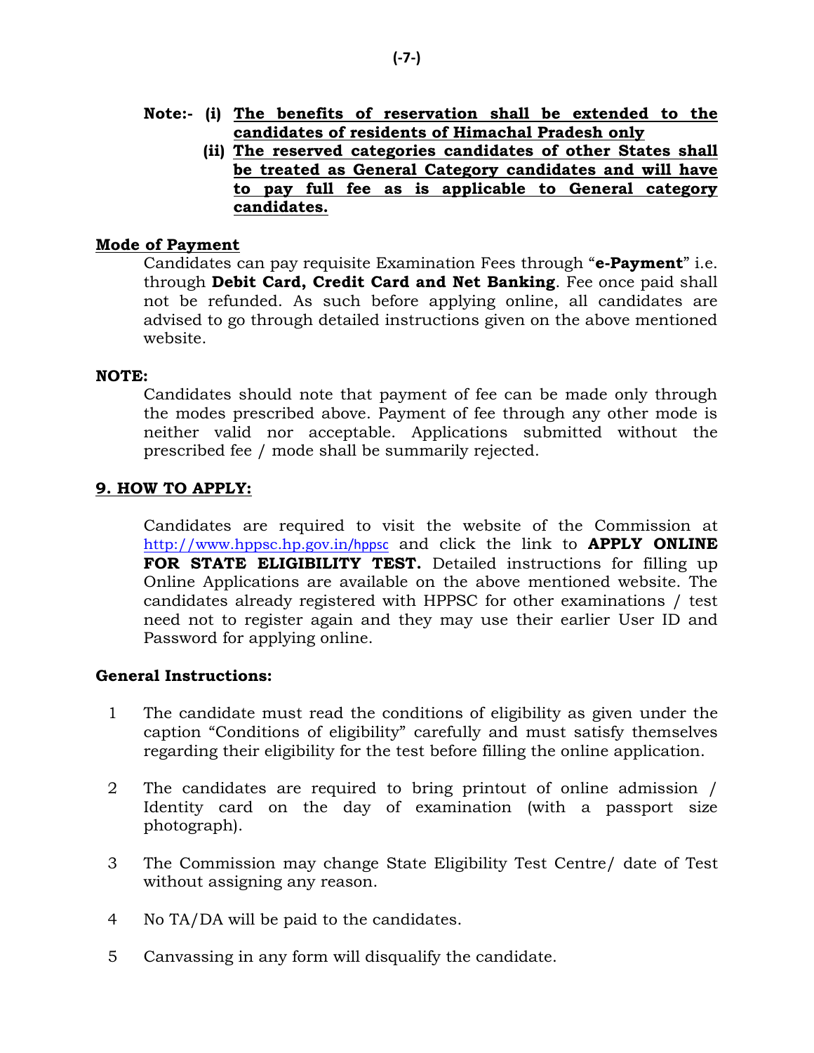**Note:-** (i) **The benefits of reservation shall be extended to the candidates of residents of Himachal Pradesh only**

(ii) **The reserved categories candidates of other States shall be treated as General Category candidates and will have to pay full fee as is applicable to General category candidates.**

**Mode of Payment**

Candidates can pay requisite Examination Fees through "**e-Payment**" i.e. through **Debit Card, Credit Card and Net Banking**. Fee once paid shall not be refunded. As such before applying online, all candidates are advised to go through detailed instructions given on the above mentioned website.

**NOTE:**

Candidates should note that payment of fee can be made only through the modes prescribed above. Payment of fee through any other mode is neither valid nor acceptable. Applications submitted without the prescribed fee / mode shall be summarily rejected.

## 9. HOW TO APPLY:

Candidates are required to visit the website of the Commission at http://www.hppsc.hp.gov.in/hppsc and click the link to **APPLY ONLINE FOR STATE ELIGIBILITY TEST.** Detailed instructions for filling up Online Applications are available on the above mentioned website. The candidates already registered with HPPSC for other examinations / test need not to register again and they may use their earlier User ID and Password for applying online.

**General Instructions:**

1. The candidate must read the conditions of eligibility as given under the caption "Conditions of eligibility" carefully and must satisfy themselves regarding their eligibility for the test before filling the online application.
2. The candidates are required to bring printout of online admission / Identity card on the day of examination (with a passport size photograph).
3. The Commission may change State Eligibility Test Centre/ date of Test without assigning any reason.
4. No TA/DA will be paid to the candidates.
5. Canvassing in any form will disqualify the candidate.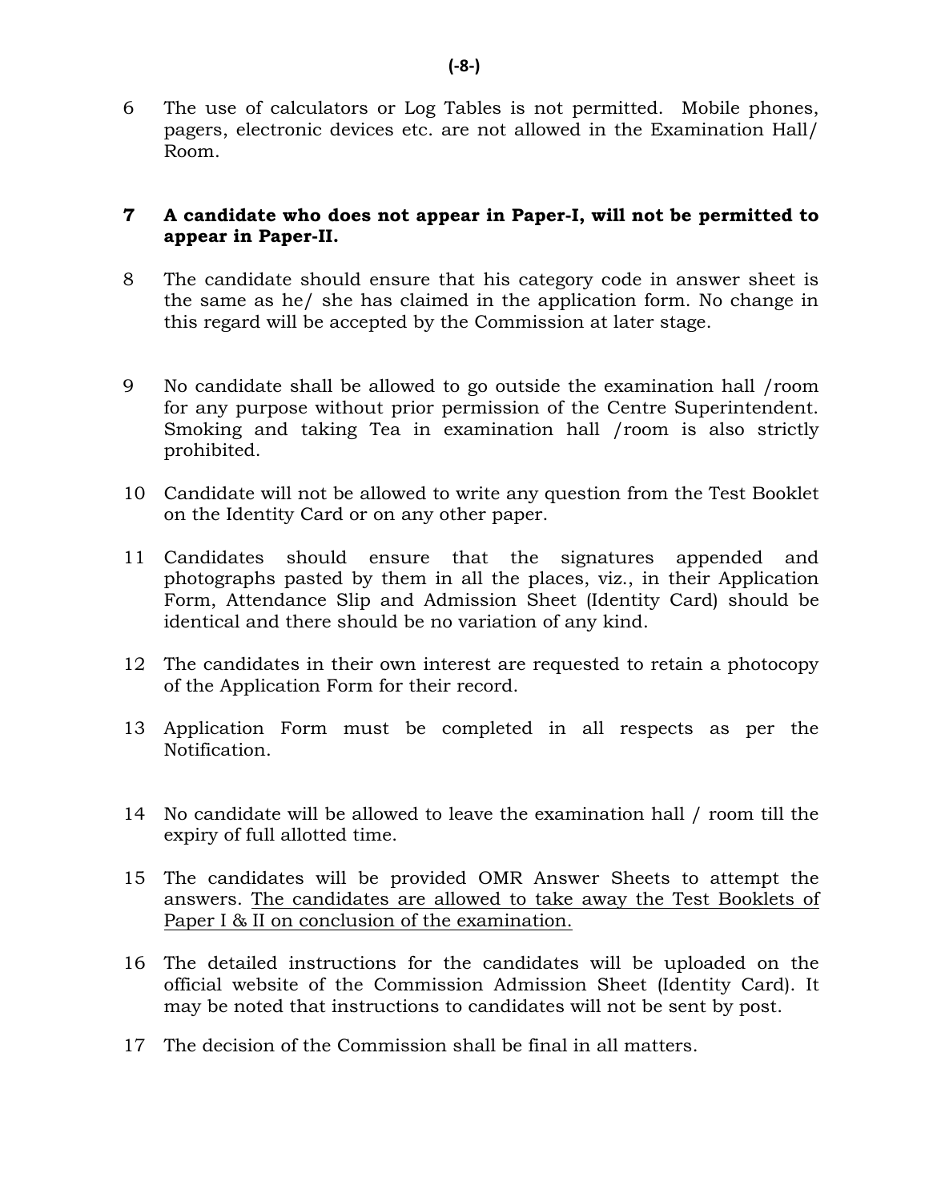6 The use of calculators or Log Tables is not permitted. Mobile phones, pagers, electronic devices etc. are not allowed in the Examination Hall/ Room.

**7 A candidate who does not appear in Paper-I, will not be permitted to appear in Paper-II.**

8 The candidate should ensure that his category code in answer sheet is the same as he/ she has claimed in the application form. No change in this regard will be accepted by the Commission at later stage.

9 No candidate shall be allowed to go outside the examination hall /room for any purpose without prior permission of the Centre Superintendent. Smoking and taking Tea in examination hall /room is also strictly prohibited.

10 Candidate will not be allowed to write any question from the Test Booklet on the Identity Card or on any other paper.

11 Candidates should ensure that the signatures appended and photographs pasted by them in all the places, viz., in their Application Form, Attendance Slip and Admission Sheet (Identity Card) should be identical and there should be no variation of any kind.

12 The candidates in their own interest are requested to retain a photocopy of the Application Form for their record.

13 Application Form must be completed in all respects as per the Notification.

14 No candidate will be allowed to leave the examination hall / room till the expiry of full allotted time.

15 The candidates will be provided OMR Answer Sheets to attempt the answers. <u>The candidates are allowed to take away the Test Booklets of Paper I & II on conclusion of the examination.</u>

16 The detailed instructions for the candidates will be uploaded on the official website of the Commission Admission Sheet (Identity Card). It may be noted that instructions to candidates will not be sent by post.

17 The decision of the Commission shall be final in all matters.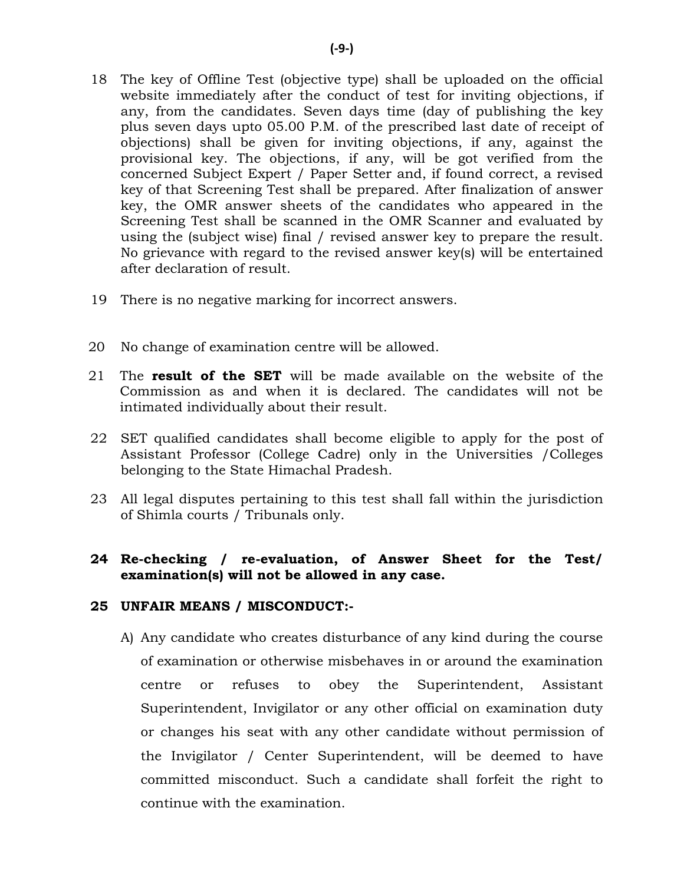18 The key of Offline Test (objective type) shall be uploaded on the official website immediately after the conduct of test for inviting objections, if any, from the candidates. Seven days time (day of publishing the key plus seven days upto 05.00 P.M. of the prescribed last date of receipt of objections) shall be given for inviting objections, if any, against the provisional key. The objections, if any, will be got verified from the concerned Subject Expert / Paper Setter and, if found correct, a revised key of that Screening Test shall be prepared. After finalization of answer key, the OMR answer sheets of the candidates who appeared in the Screening Test shall be scanned in the OMR Scanner and evaluated by using the (subject wise) final / revised answer key to prepare the result. No grievance with regard to the revised answer key(s) will be entertained after declaration of result.

19 There is no negative marking for incorrect answers.

20 No change of examination centre will be allowed.

21 The **result of the SET** will be made available on the website of the Commission as and when it is declared. The candidates will not be intimated individually about their result.

22 SET qualified candidates shall become eligible to apply for the post of Assistant Professor (College Cadre) only in the Universities /Colleges belonging to the State Himachal Pradesh.

23 All legal disputes pertaining to this test shall fall within the jurisdiction of Shimla courts / Tribunals only.

**24 Re-checking / re-evaluation, of Answer Sheet for the Test/ examination(s) will not be allowed in any case.**

**25 UNFAIR MEANS / MISCONDUCT:-**

A) Any candidate who creates disturbance of any kind during the course of examination or otherwise misbehaves in or around the examination centre or refuses to obey the Superintendent, Assistant Superintendent, Invigilator or any other official on examination duty or changes his seat with any other candidate without permission of the Invigilator / Center Superintendent, will be deemed to have committed misconduct. Such a candidate shall forfeit the right to continue with the examination.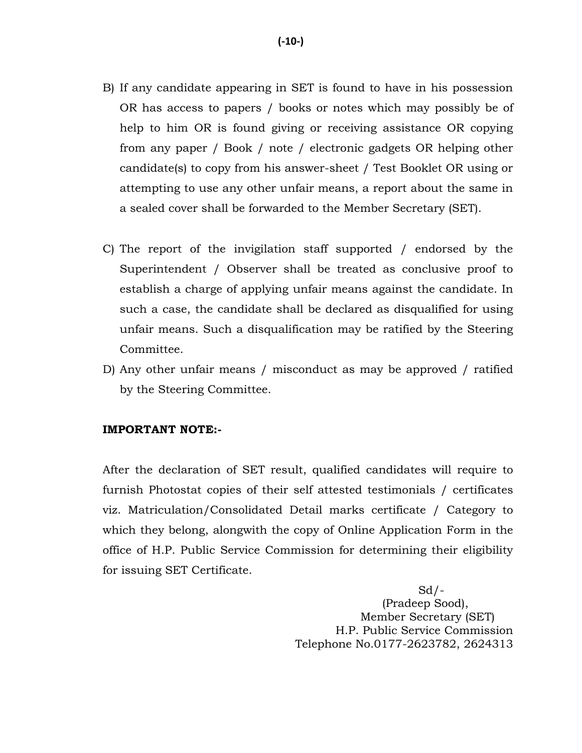B) If any candidate appearing in SET is found to have in his possession OR has access to papers / books or notes which may possibly be of help to him OR is found giving or receiving assistance OR copying from any paper / Book / note / electronic gadgets OR helping other candidate(s) to copy from his answer-sheet / Test Booklet OR using or attempting to use any other unfair means, a report about the same in a sealed cover shall be forwarded to the Member Secretary (SET).

C) The report of the invigilation staff supported / endorsed by the Superintendent / Observer shall be treated as conclusive proof to establish a charge of applying unfair means against the candidate. In such a case, the candidate shall be declared as disqualified for using unfair means. Such a disqualification may be ratified by the Steering Committee.

D) Any other unfair means / misconduct as may be approved / ratified by the Steering Committee.

**IMPORTANT NOTE:-**

After the declaration of SET result, qualified candidates will require to furnish Photostat copies of their self attested testimonials / certificates viz. Matriculation/Consolidated Detail marks certificate / Category to which they belong, alongwith the copy of Online Application Form in the office of H.P. Public Service Commission for determining their eligibility for issuing SET Certificate.

Sd/-
(Pradeep Sood),
Member Secretary (SET)
H.P. Public Service Commission
Telephone No.0177-2623782, 2624313